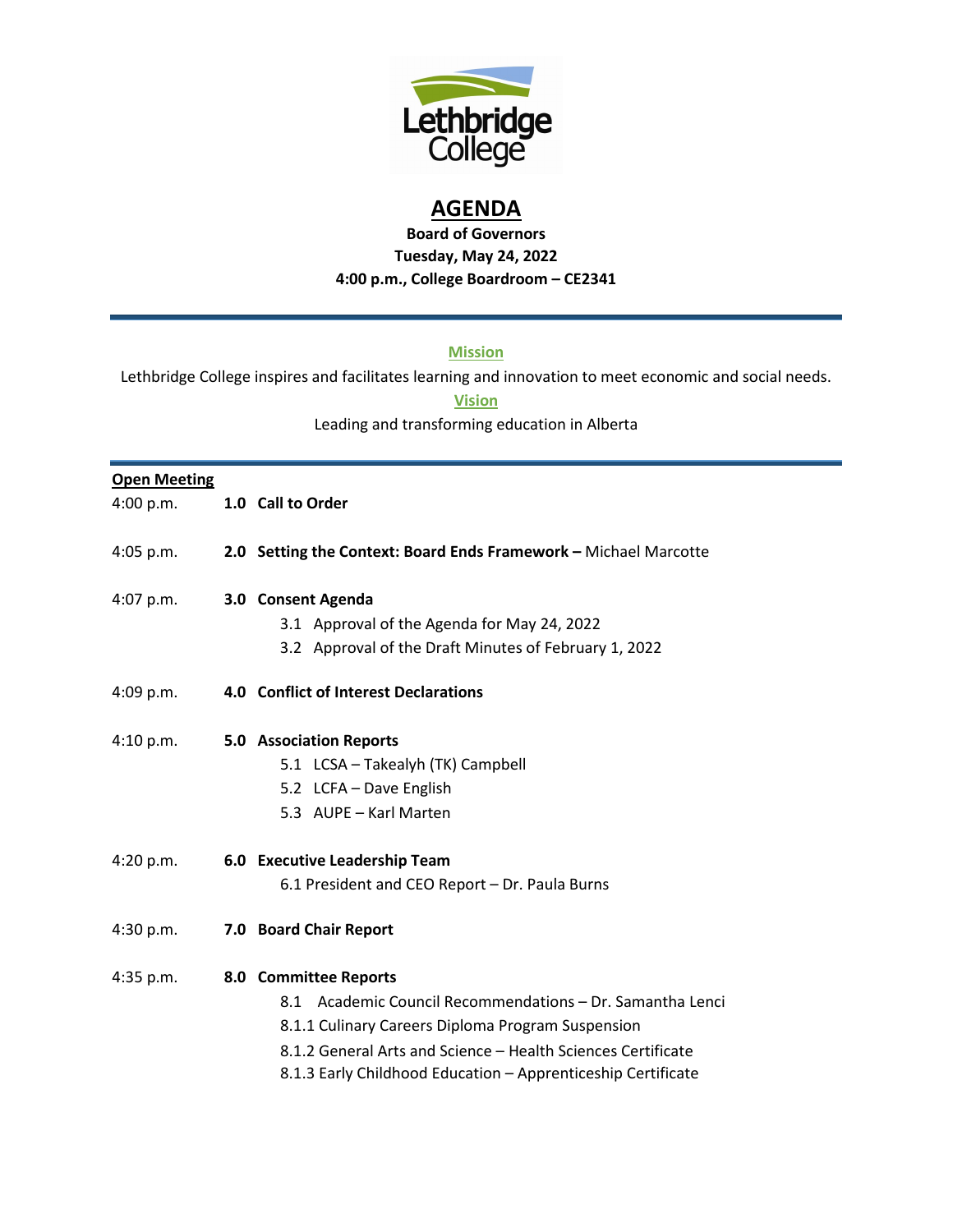# AGENDA

**Board of Governors**
**Tuesday, May 24, 2022**
**4:00 p.m., College Boardroom – CE2341**

---

**Mission**

Lethbridge College inspires and facilitates learning and innovation to meet economic and social needs.

**Vision**

Leading and transforming education in Alberta

---

**Open Meeting**

4:00 p.m. **1.0 Call to Order**

4:05 p.m. **2.0 Setting the Context: Board Ends Framework –** Michael Marcotte

4:07 p.m. **3.0 Consent Agenda**
- 3.1 Approval of the Agenda for May 24, 2022
- 3.2 Approval of the Draft Minutes of February 1, 2022

4:09 p.m. **4.0 Conflict of Interest Declarations**

4:10 p.m. **5.0 Association Reports**
- 5.1 LCSA – Takealyh (TK) Campbell
- 5.2 LCFA – Dave English
- 5.3 AUPE – Karl Marten

4:20 p.m. **6.0 Executive Leadership Team**
- 6.1 President and CEO Report – Dr. Paula Burns

4:30 p.m. **7.0 Board Chair Report**

4:35 p.m. **8.0 Committee Reports**
- 8.1 Academic Council Recommendations – Dr. Samantha Lenci
- 8.1.1 Culinary Careers Diploma Program Suspension
- 8.1.2 General Arts and Science – Health Sciences Certificate
- 8.1.3 Early Childhood Education – Apprenticeship Certificate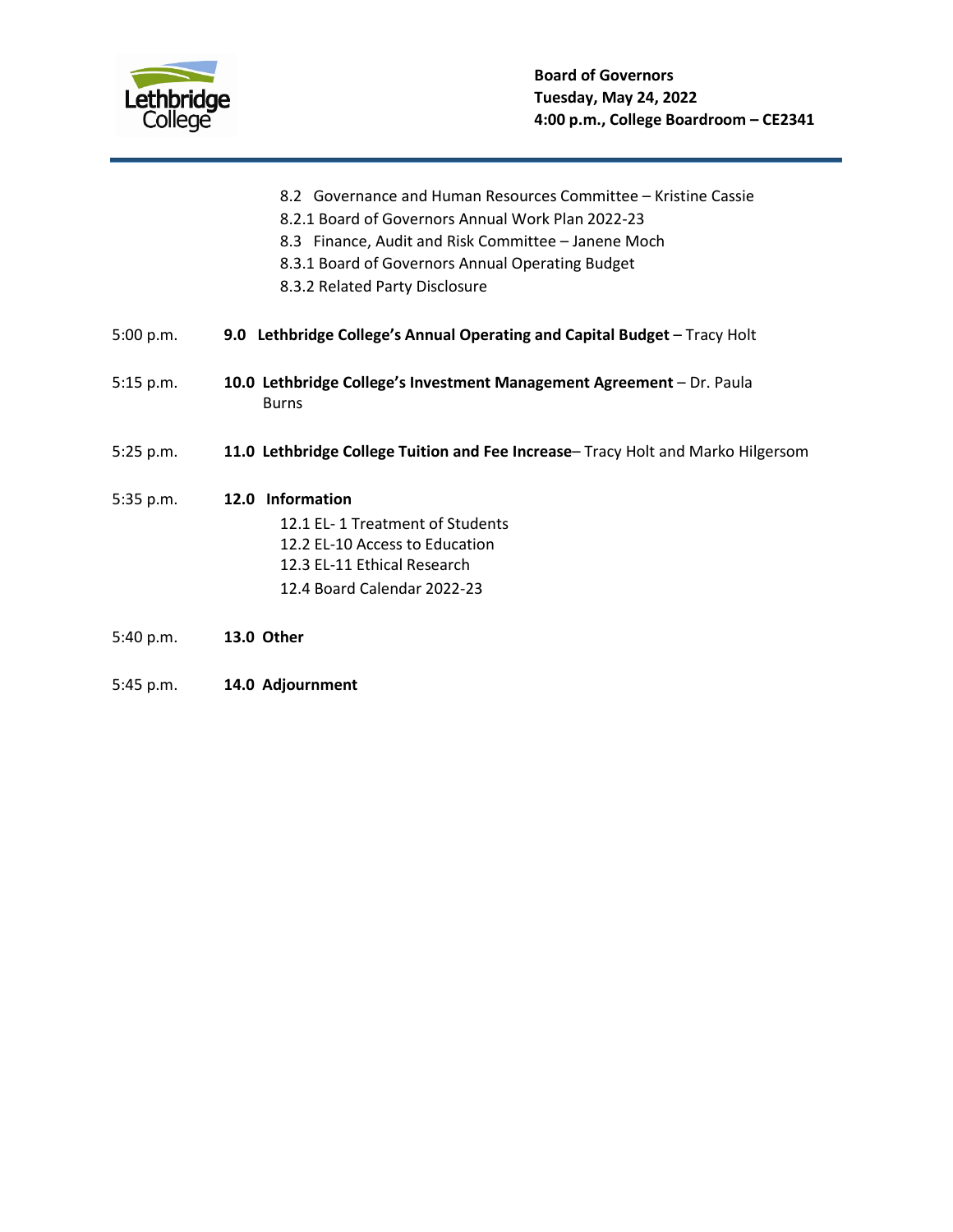8.2 Governance and Human Resources Committee – Kristine Cassie
8.2.1 Board of Governors Annual Work Plan 2022-23
8.3 Finance, Audit and Risk Committee – Janene Moch
8.3.1 Board of Governors Annual Operating Budget
8.3.2 Related Party Disclosure

5:00 p.m. **9.0 Lethbridge College's Annual Operating and Capital Budget** – Tracy Holt

5:15 p.m. **10.0 Lethbridge College's Investment Management Agreement** – Dr. Paula Burns

5:25 p.m. **11.0 Lethbridge College Tuition and Fee Increase**– Tracy Holt and Marko Hilgersom

5:35 p.m. **12.0 Information**

12.1 EL- 1 Treatment of Students
12.2 EL-10 Access to Education
12.3 EL-11 Ethical Research
12.4 Board Calendar 2022-23

5:40 p.m. **13.0 Other**

5:45 p.m. **14.0 Adjournment**